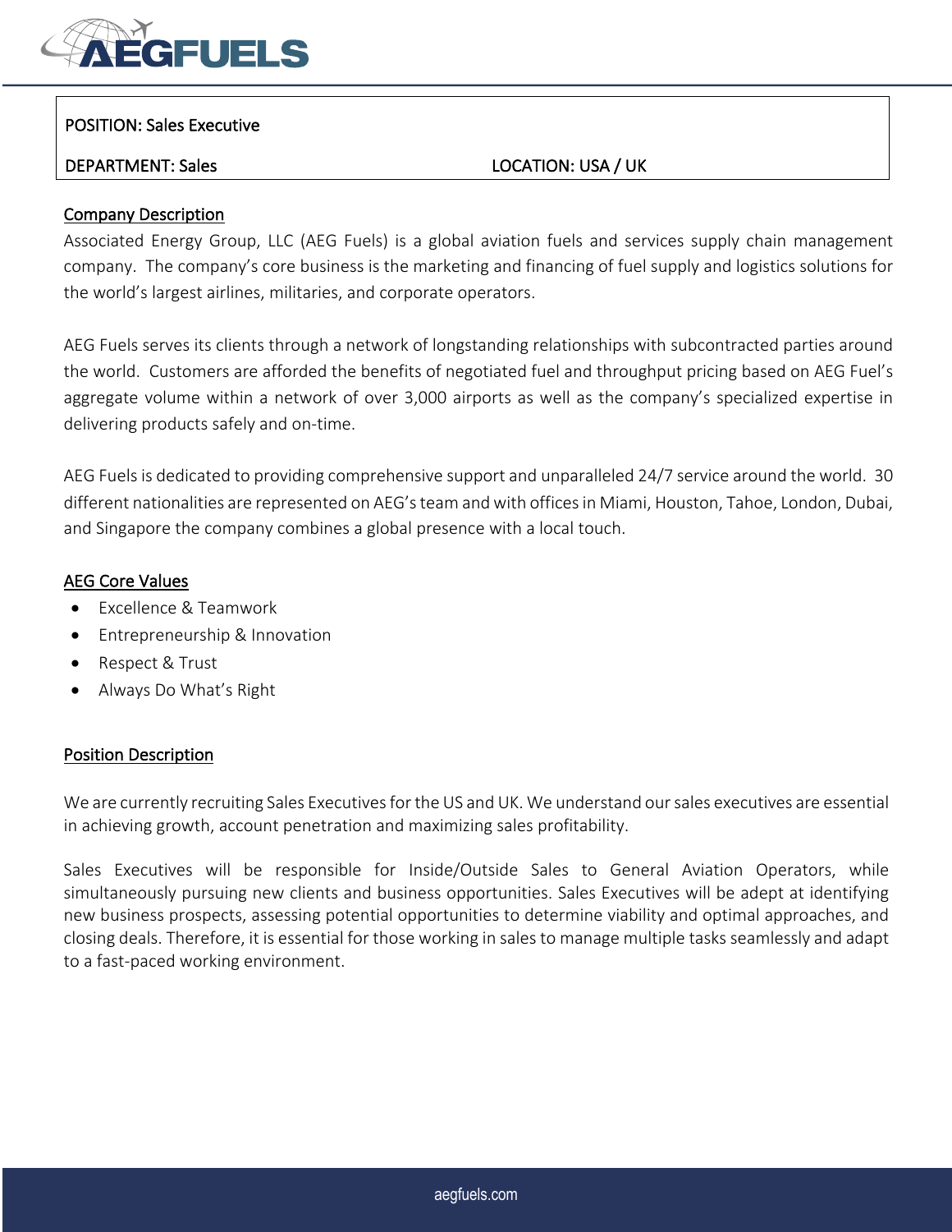POSITION: Sales Executive

DEPARTMENT: Sales    LOCATION: USA / UK

## Company Description

Associated Energy Group, LLC (AEG Fuels) is a global aviation fuels and services supply chain management company. The company's core business is the marketing and financing of fuel supply and logistics solutions for the world's largest airlines, militaries, and corporate operators.

AEG Fuels serves its clients through a network of longstanding relationships with subcontracted parties around the world. Customers are afforded the benefits of negotiated fuel and throughput pricing based on AEG Fuel's aggregate volume within a network of over 3,000 airports as well as the company's specialized expertise in delivering products safely and on-time.

AEG Fuels is dedicated to providing comprehensive support and unparalleled 24/7 service around the world. 30 different nationalities are represented on AEG's team and with offices in Miami, Houston, Tahoe, London, Dubai, and Singapore the company combines a global presence with a local touch.

## AEG Core Values

- Excellence & Teamwork
- Entrepreneurship & Innovation
- Respect & Trust
- Always Do What's Right

## Position Description

We are currently recruiting Sales Executives for the US and UK. We understand our sales executives are essential in achieving growth, account penetration and maximizing sales profitability.

Sales Executives will be responsible for Inside/Outside Sales to General Aviation Operators, while simultaneously pursuing new clients and business opportunities. Sales Executives will be adept at identifying new business prospects, assessing potential opportunities to determine viability and optimal approaches, and closing deals. Therefore, it is essential for those working in sales to manage multiple tasks seamlessly and adapt to a fast-paced working environment.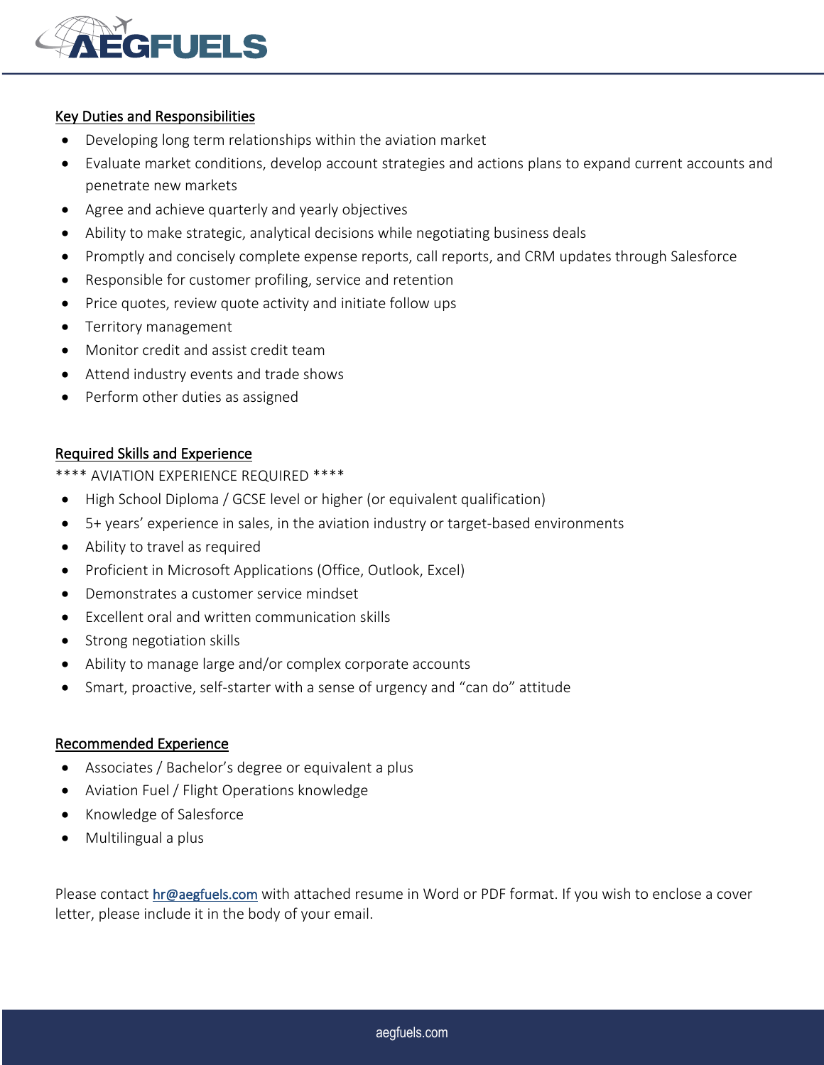## Key Duties and Responsibilities

- Developing long term relationships within the aviation market
- Evaluate market conditions, develop account strategies and actions plans to expand current accounts and penetrate new markets
- Agree and achieve quarterly and yearly objectives
- Ability to make strategic, analytical decisions while negotiating business deals
- Promptly and concisely complete expense reports, call reports, and CRM updates through Salesforce
- Responsible for customer profiling, service and retention
- Price quotes, review quote activity and initiate follow ups
- Territory management
- Monitor credit and assist credit team
- Attend industry events and trade shows
- Perform other duties as assigned

## Required Skills and Experience

**** AVIATION EXPERIENCE REQUIRED ****

- High School Diploma / GCSE level or higher (or equivalent qualification)
- 5+ years' experience in sales, in the aviation industry or target-based environments
- Ability to travel as required
- Proficient in Microsoft Applications (Office, Outlook, Excel)
- Demonstrates a customer service mindset
- Excellent oral and written communication skills
- Strong negotiation skills
- Ability to manage large and/or complex corporate accounts
- Smart, proactive, self-starter with a sense of urgency and "can do" attitude

## Recommended Experience

- Associates / Bachelor's degree or equivalent a plus
- Aviation Fuel / Flight Operations knowledge
- Knowledge of Salesforce
- Multilingual a plus

Please contact hr@aegfuels.com with attached resume in Word or PDF format. If you wish to enclose a cover letter, please include it in the body of your email.